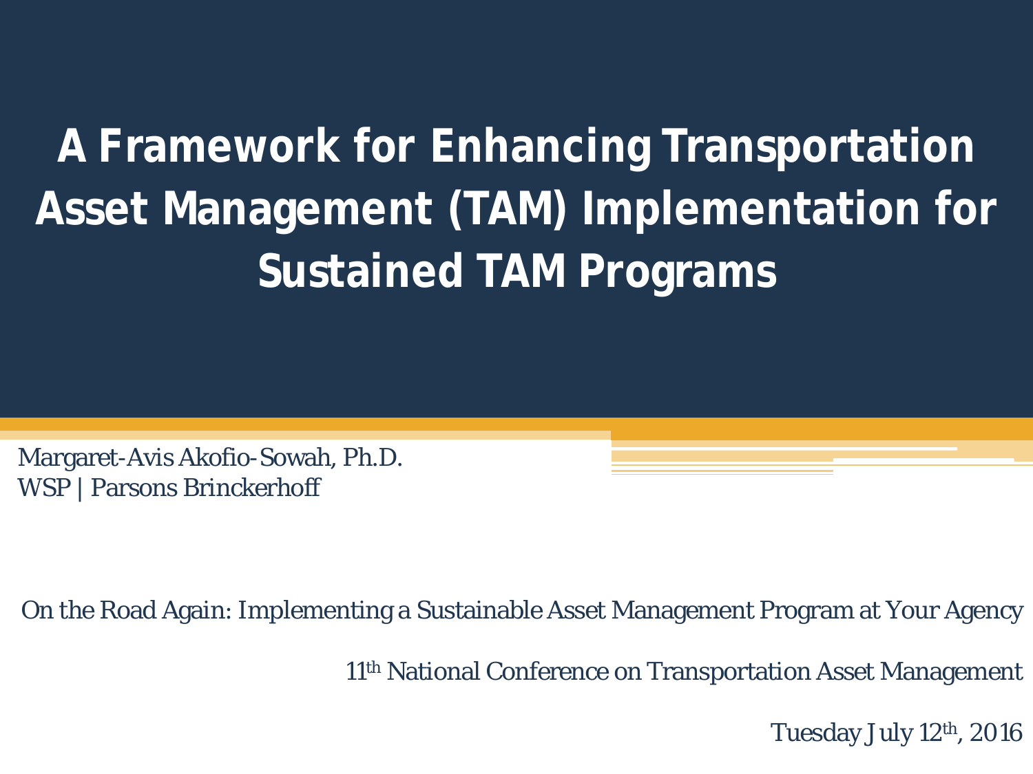# A Framework for Enhancing Transportation Asset Management (TAM) Implementation for Sustained TAM Programs

Margaret-Avis Akofio-Sowah, Ph.D.
WSP | Parsons Brinckerhoff

On the Road Again: Implementing a Sustainable Asset Management Program at Your Agency

11th National Conference on Transportation Asset Management

Tuesday July 12th, 2016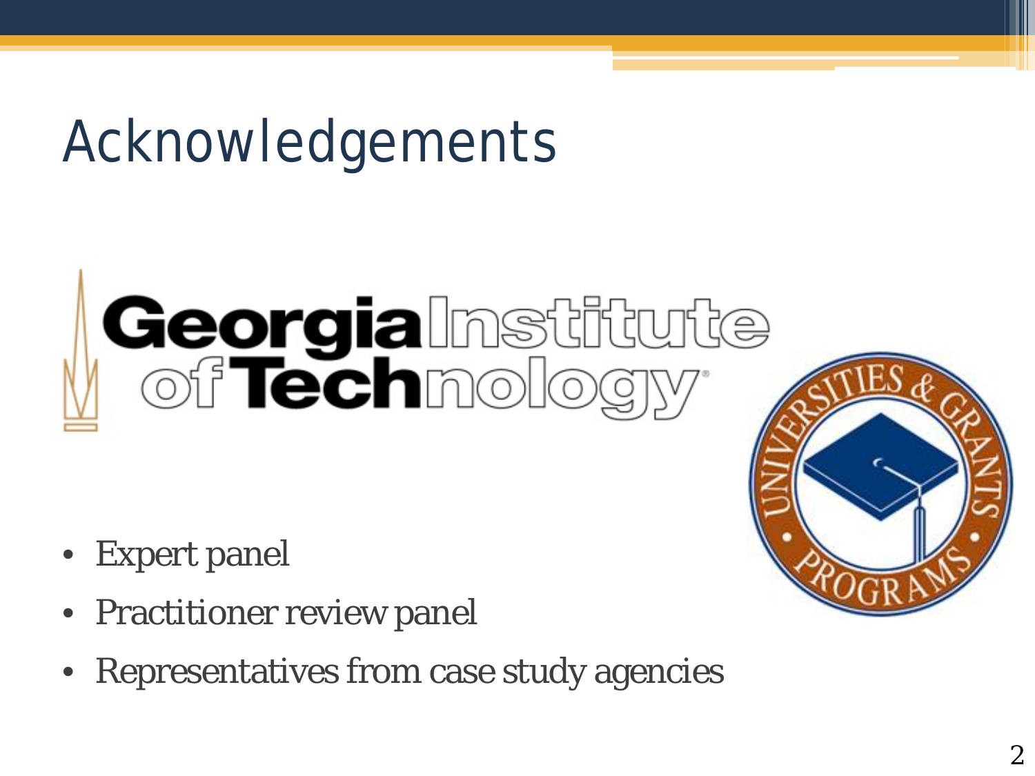# Acknowledgements

- Expert panel
- Practitioner review panel
- Representatives from case study agencies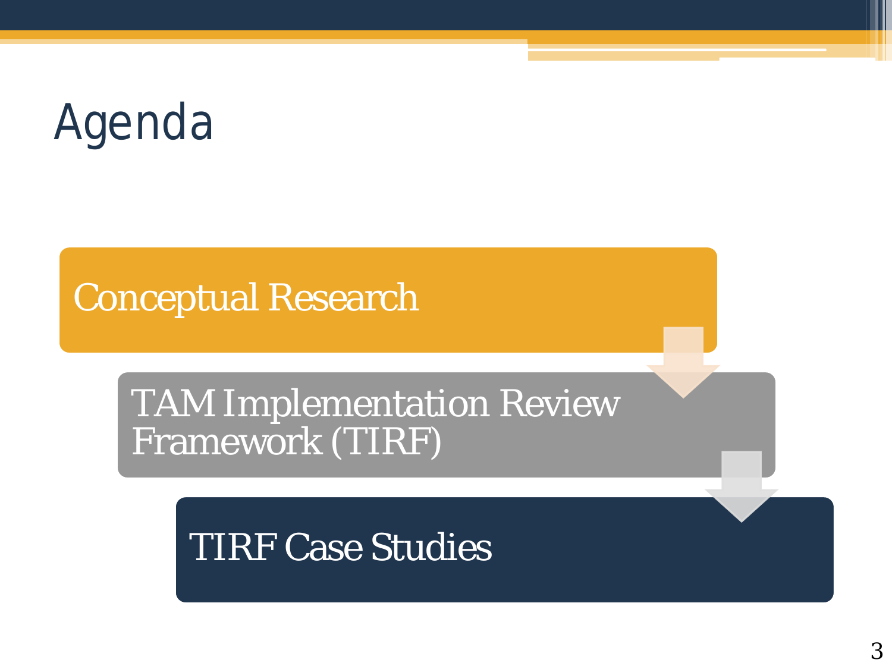# Agenda

- Conceptual Research
- TAM Implementation Review Framework (TIRF)
- TIRF Case Studies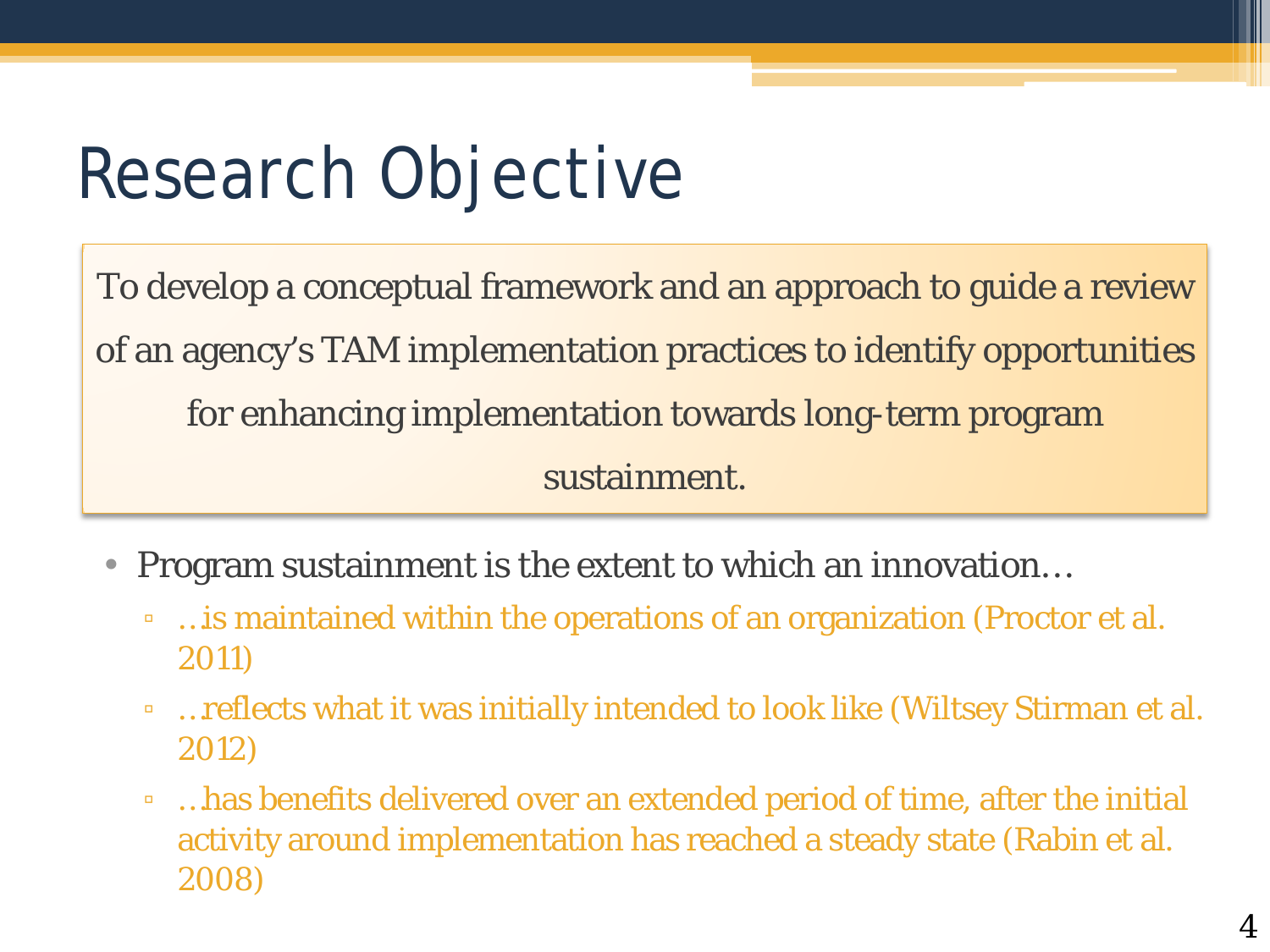# Research Objective

To develop a conceptual framework and an approach to guide a review of an agency's TAM implementation practices to identify opportunities for enhancing implementation towards long-term program sustainment.

- Program sustainment is the extent to which an innovation…
  - …is maintained within the operations of an organization (Proctor et al. 2011)
  - …reflects what it was initially intended to look like (Wiltsey Stirman et al. 2012)
  - …has benefits delivered over an extended period of time, after the initial activity around implementation has reached a steady state (Rabin et al. 2008)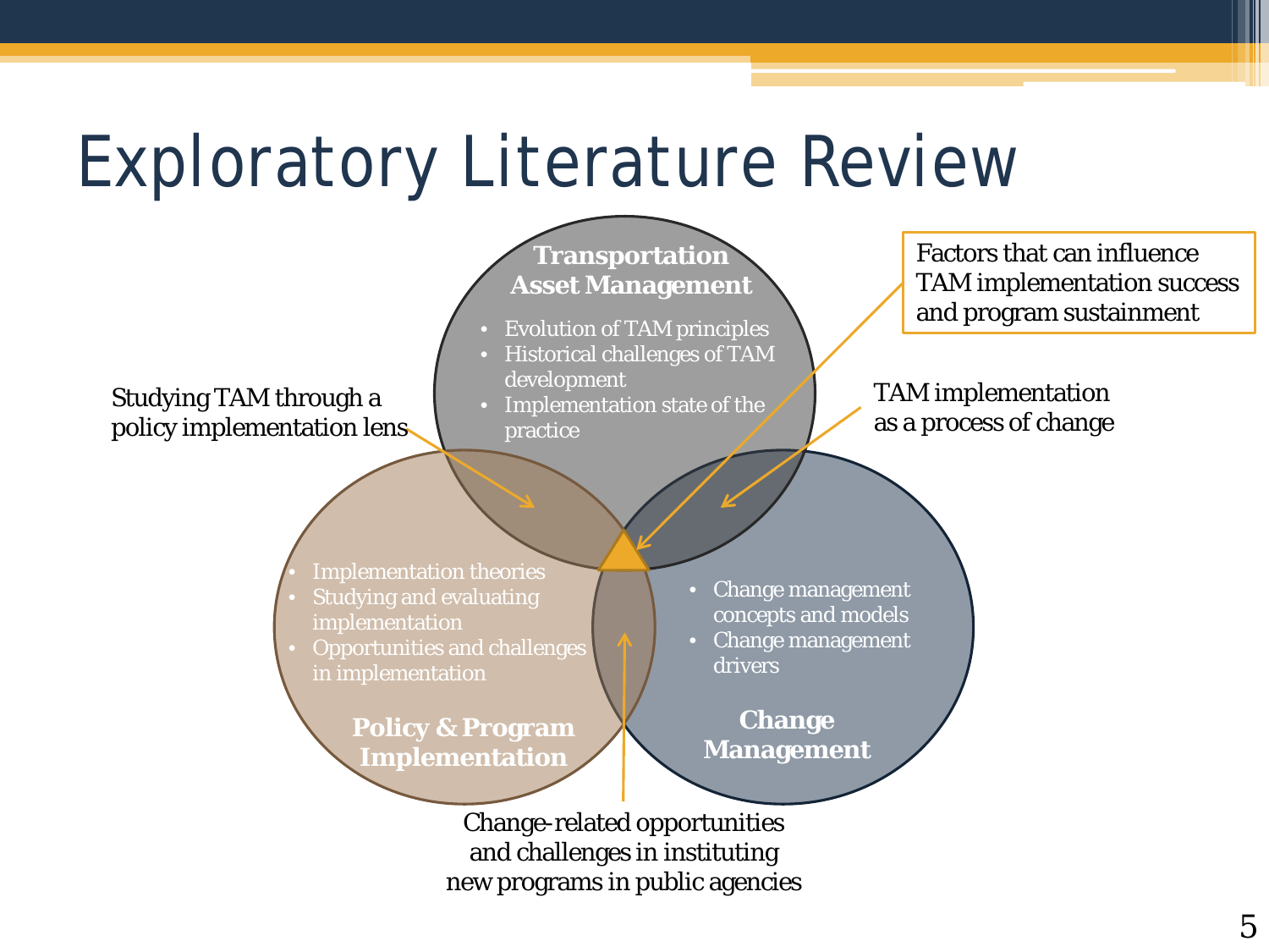# Exploratory Literature Review

**Transportation Asset Management**

- Evolution of TAM principles
- Historical challenges of TAM development
- Implementation state of the practice

**Policy & Program Implementation**

- Implementation theories
- Studying and evaluating implementation
- Opportunities and challenges in implementation

**Change Management**

- Change management concepts and models
- Change management drivers

Studying TAM through a policy implementation lens

TAM implementation as a process of change

Factors that can influence TAM implementation success and program sustainment

Change-related opportunities and challenges in instituting new programs in public agencies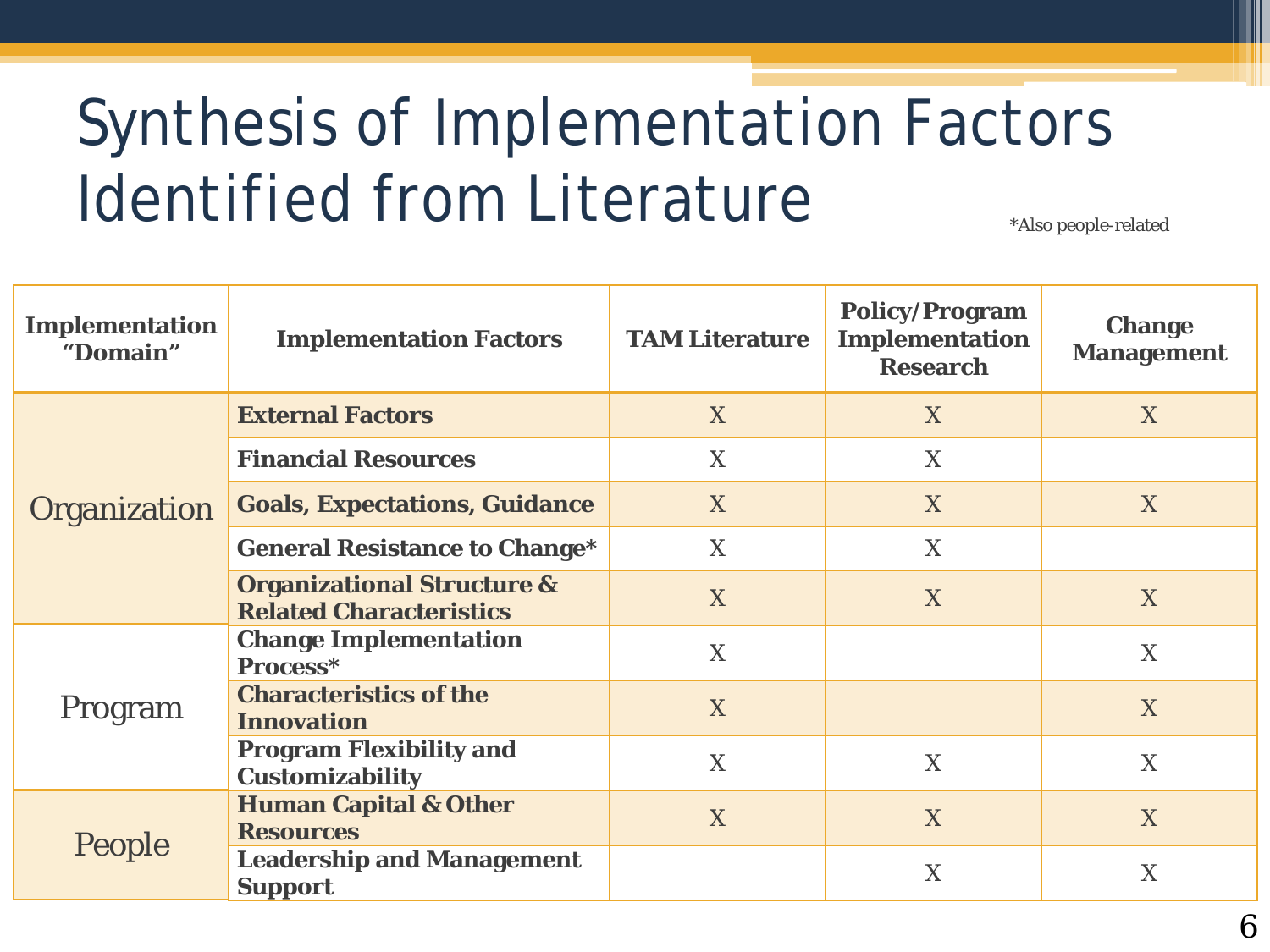# Synthesis of Implementation Factors Identified from Literature

*Also people-related

| Implementation “Domain” | Implementation Factors | TAM Literature | Policy/Program Implementation Research | Change Management |
|---|---|---|---|---|
| Organization | **External Factors** | X | X | X |
| | **Financial Resources** | X | X | |
| | **Goals, Expectations, Guidance** | X | X | X |
| | **General Resistance to Change*** | X | X | |
| | **Organizational Structure & Related Characteristics** | X | X | X |
| Program | **Change Implementation Process*** | X | | X |
| | **Characteristics of the Innovation** | X | | X |
| | **Program Flexibility and Customizability** | X | X | X |
| People | **Human Capital & Other Resources** | X | X | X |
| | **Leadership and Management Support** | | X | X |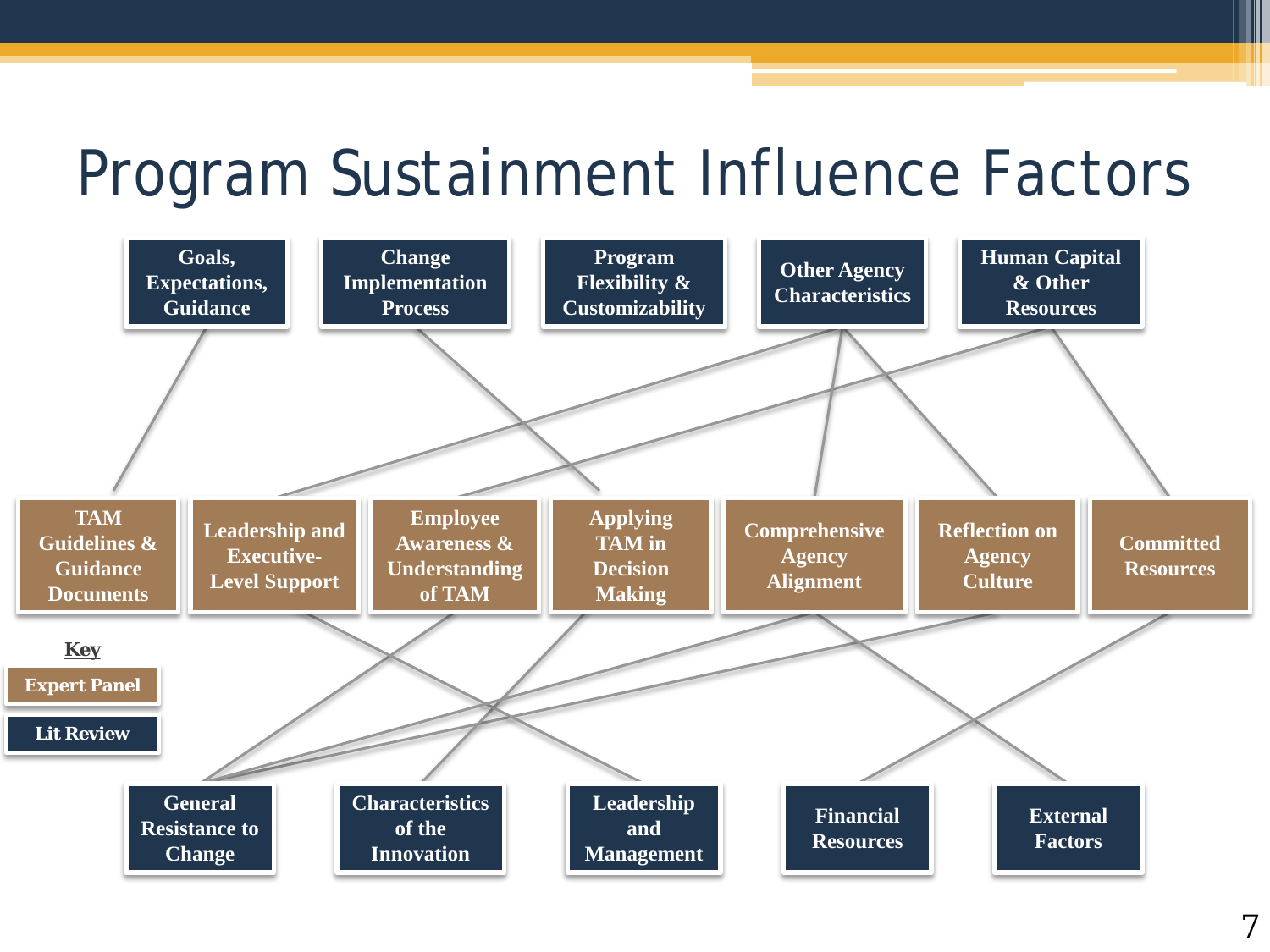# Program Sustainment Influence Factors

Goals, Expectations, Guidance

Change Implementation Process

Program Flexibility & Customizability

Other Agency Characteristics

Human Capital & Other Resources

TAM Guidelines & Guidance Documents

Leadership and Executive-Level Support

Employee Awareness & Understanding of TAM

Applying TAM in Decision Making

Comprehensive Agency Alignment

Reflection on Agency Culture

Committed Resources

**Key**

Expert Panel

Lit Review

General Resistance to Change

Characteristics of the Innovation

Leadership and Management

Financial Resources

External Factors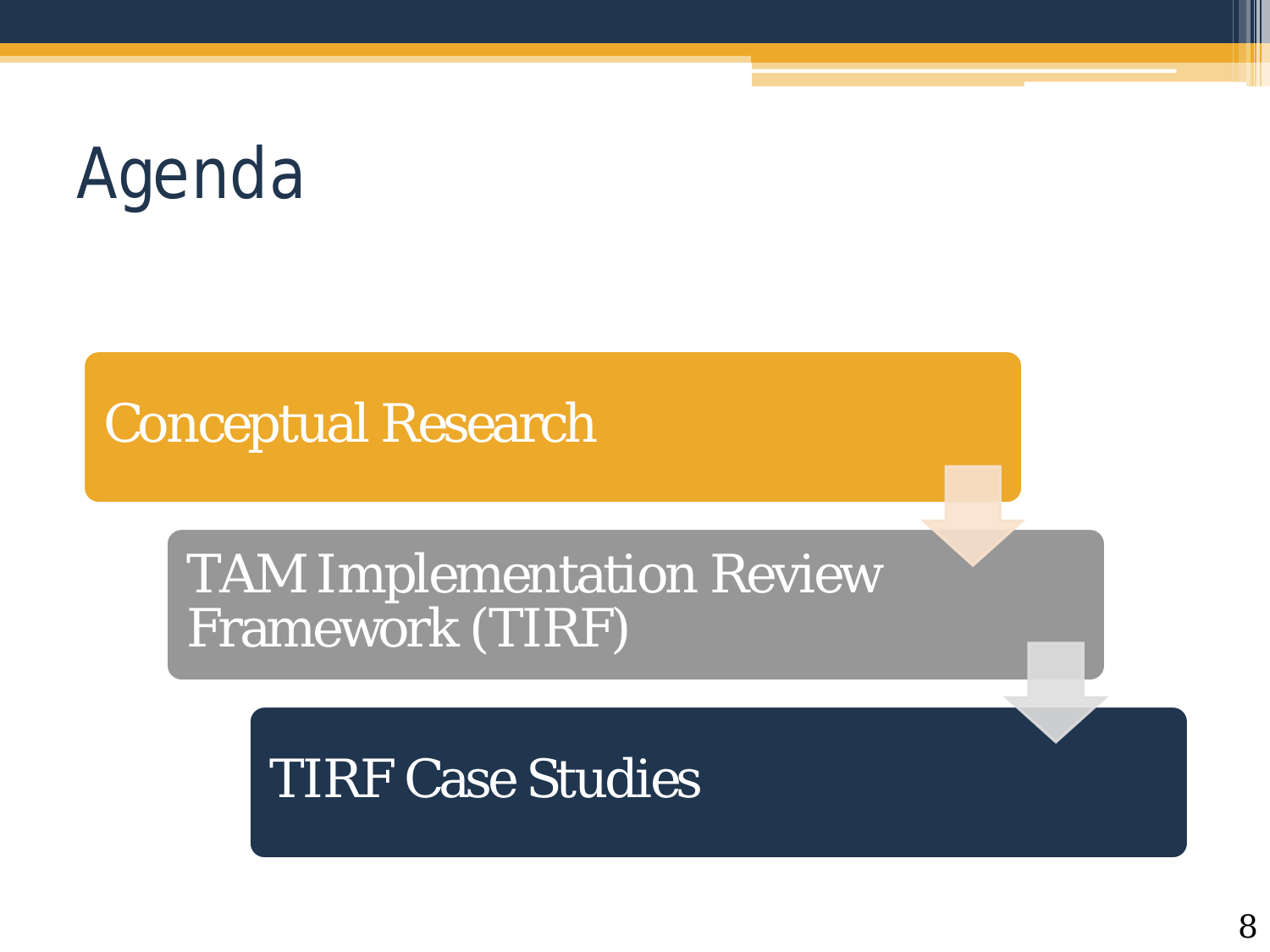# Agenda

- Conceptual Research
- TAM Implementation Review Framework (TIRF)
- TIRF Case Studies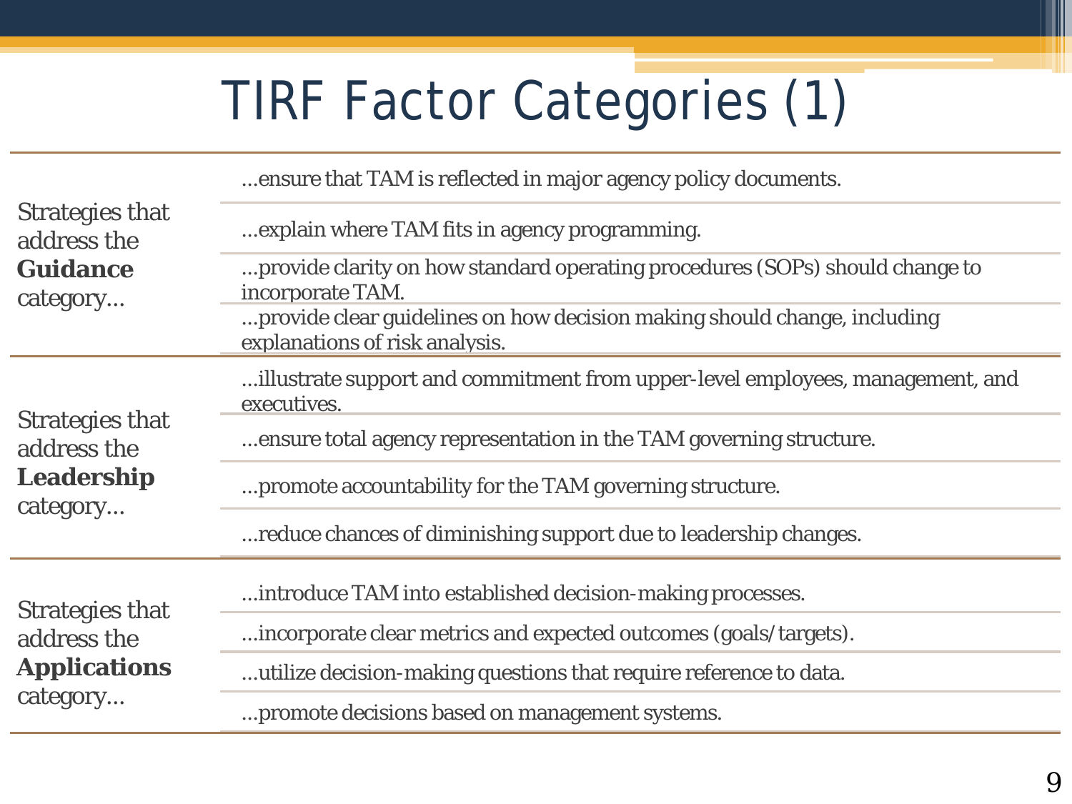# TIRF Factor Categories (1)

| | |
|---|---|
| Strategies that address the **Guidance** category… | …ensure that TAM is reflected in major agency policy documents. |
| | …explain where TAM fits in agency programming. |
| | …provide clarity on how standard operating procedures (SOPs) should change to incorporate TAM. |
| | …provide clear guidelines on how decision making should change, including explanations of risk analysis. |
| Strategies that address the **Leadership** category… | …illustrate support and commitment from upper-level employees, management, and executives. |
| | …ensure total agency representation in the TAM governing structure. |
| | …promote accountability for the TAM governing structure. |
| | …reduce chances of diminishing support due to leadership changes. |
| Strategies that address the **Applications** category… | …introduce TAM into established decision-making processes. |
| | …incorporate clear metrics and expected outcomes (goals/targets). |
| | …utilize decision-making questions that require reference to data. |
| | …promote decisions based on management systems. |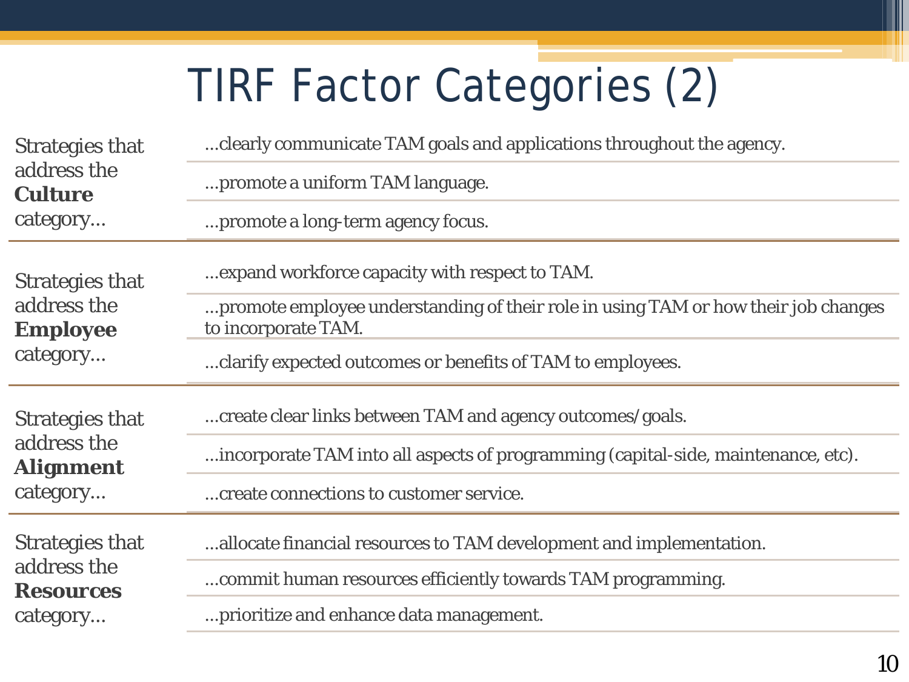# TIRF Factor Categories (2)

| | |
|---|---|
| Strategies that address the **Culture** category… | …clearly communicate TAM goals and applications throughout the agency. |
| | …promote a uniform TAM language. |
| | …promote a long-term agency focus. |
| Strategies that address the **Employee** category… | …expand workforce capacity with respect to TAM. |
| | …promote employee understanding of their role in using TAM or how their job changes to incorporate TAM. |
| | …clarify expected outcomes or benefits of TAM to employees. |
| Strategies that address the **Alignment** category… | …create clear links between TAM and agency outcomes/goals. |
| | …incorporate TAM into all aspects of programming (capital-side, maintenance, etc). |
| | …create connections to customer service. |
| Strategies that address the **Resources** category… | …allocate financial resources to TAM development and implementation. |
| | …commit human resources efficiently towards TAM programming. |
| | …prioritize and enhance data management. |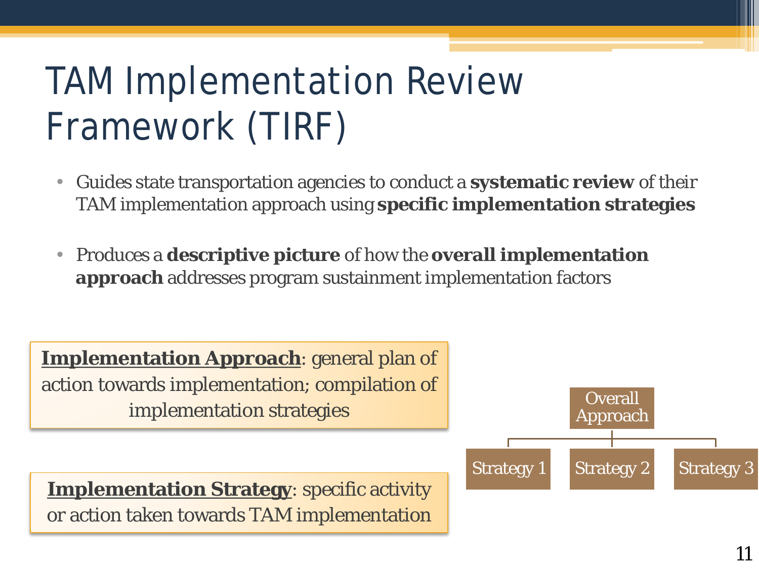# TAM Implementation Review Framework (TIRF)

- Guides state transportation agencies to conduct a **systematic review** of their TAM implementation approach using **specific implementation strategies**
- Produces a **descriptive picture** of how the **overall implementation approach** addresses program sustainment implementation factors

**Implementation Approach**: general plan of action towards implementation; compilation of implementation strategies

**Implementation Strategy**: specific activity or action taken towards TAM implementation

Overall Approach

Strategy 1 | Strategy 2 | Strategy 3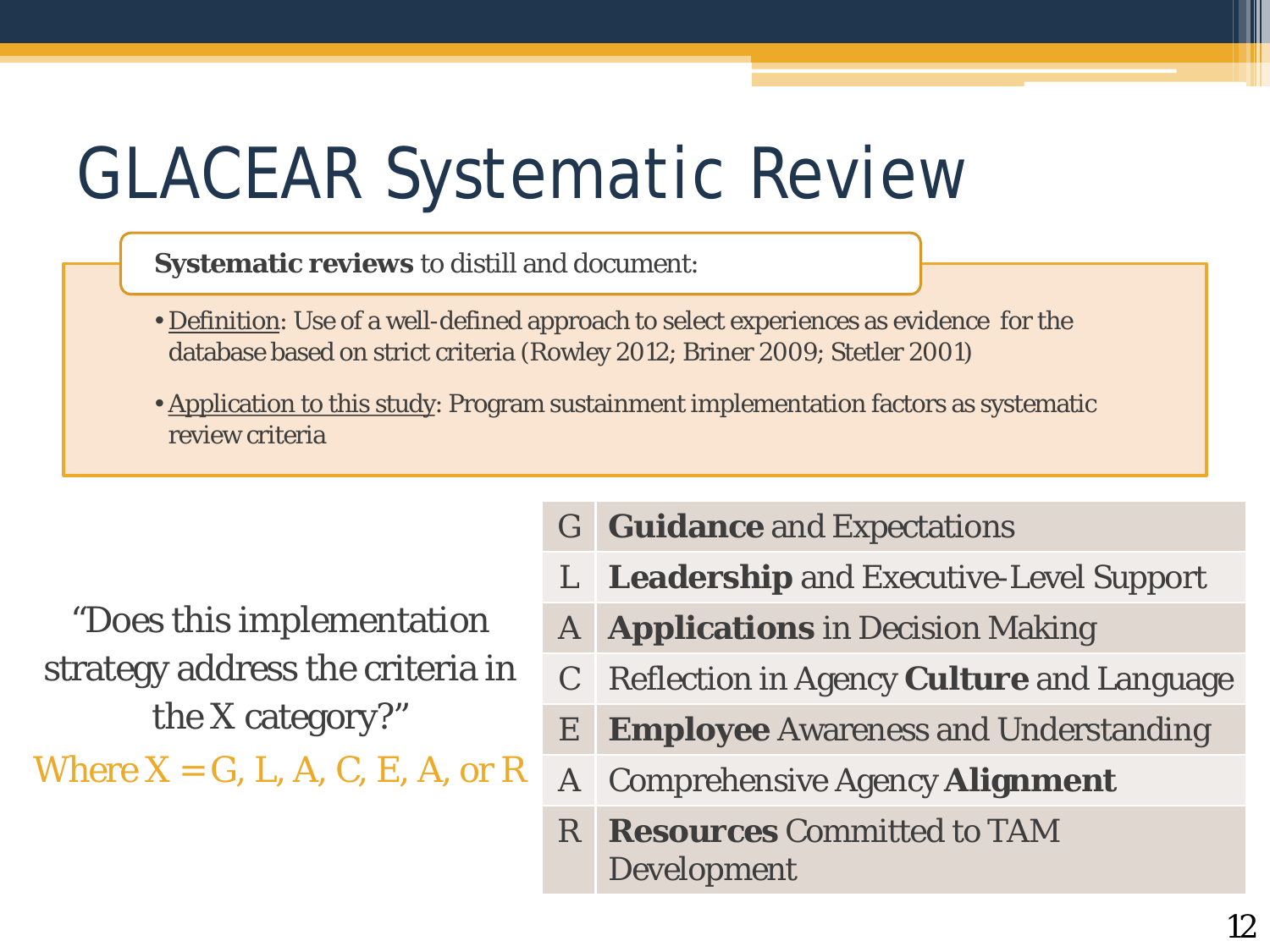# GLACEAR Systematic Review

**Systematic reviews** to distill and document:

- Definition: Use of a well-defined approach to select experiences as evidence for the database based on strict criteria (Rowley 2012; Briner 2009; Stetler 2001)
- Application to this study: Program sustainment implementation factors as systematic review criteria

"Does this implementation strategy address the criteria in the X category?"

Where X = G, L, A, C, E, A, or R

| | |
|---|---|
| G | **Guidance** and Expectations |
| L | **Leadership** and Executive-Level Support |
| A | **Applications** in Decision Making |
| C | Reflection in Agency **Culture** and Language |
| E | **Employee** Awareness and Understanding |
| A | Comprehensive Agency **Alignment** |
| R | **Resources** Committed to TAM Development |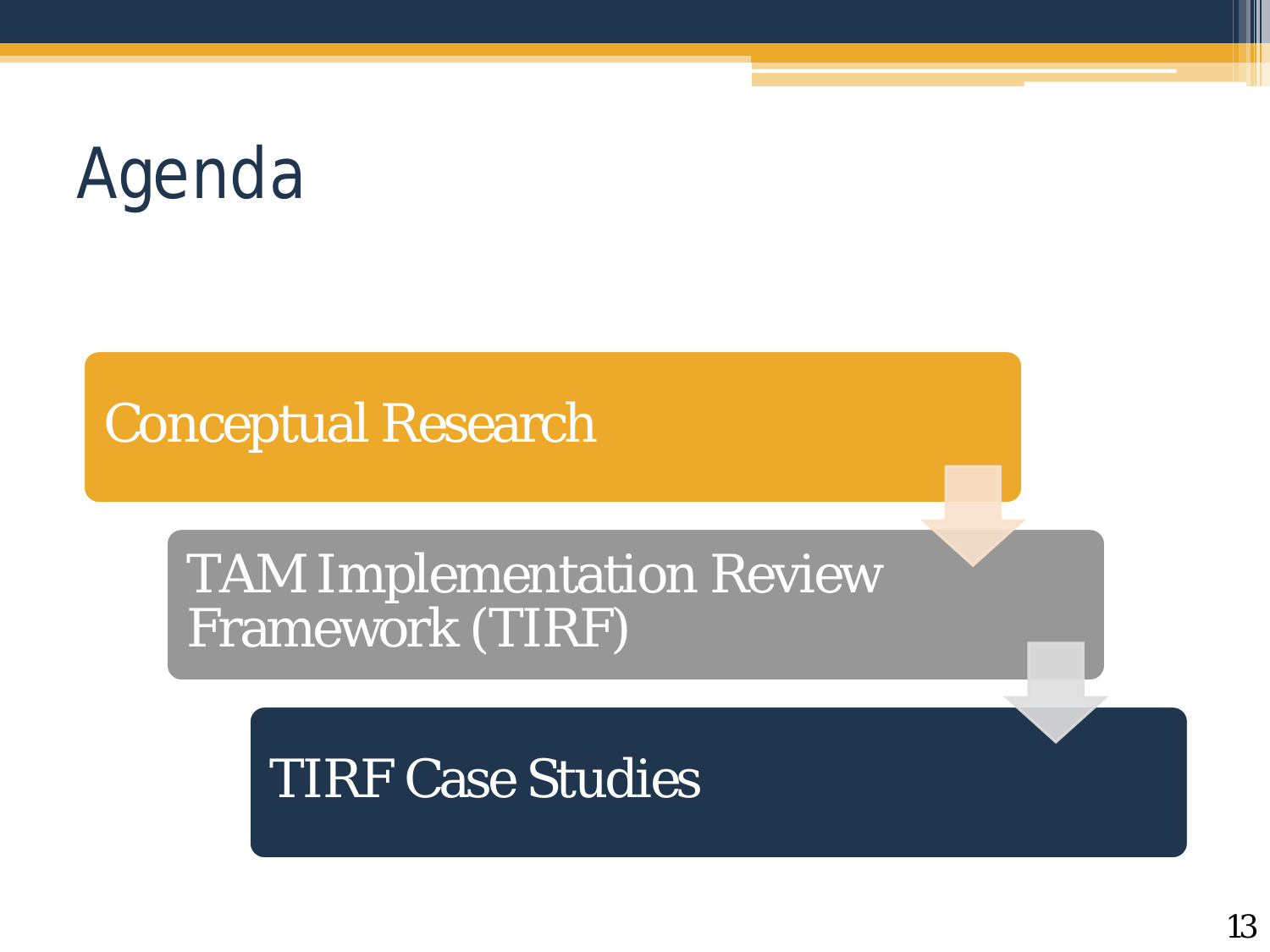# Agenda

- Conceptual Research
- TAM Implementation Review Framework (TIRF)
- TIRF Case Studies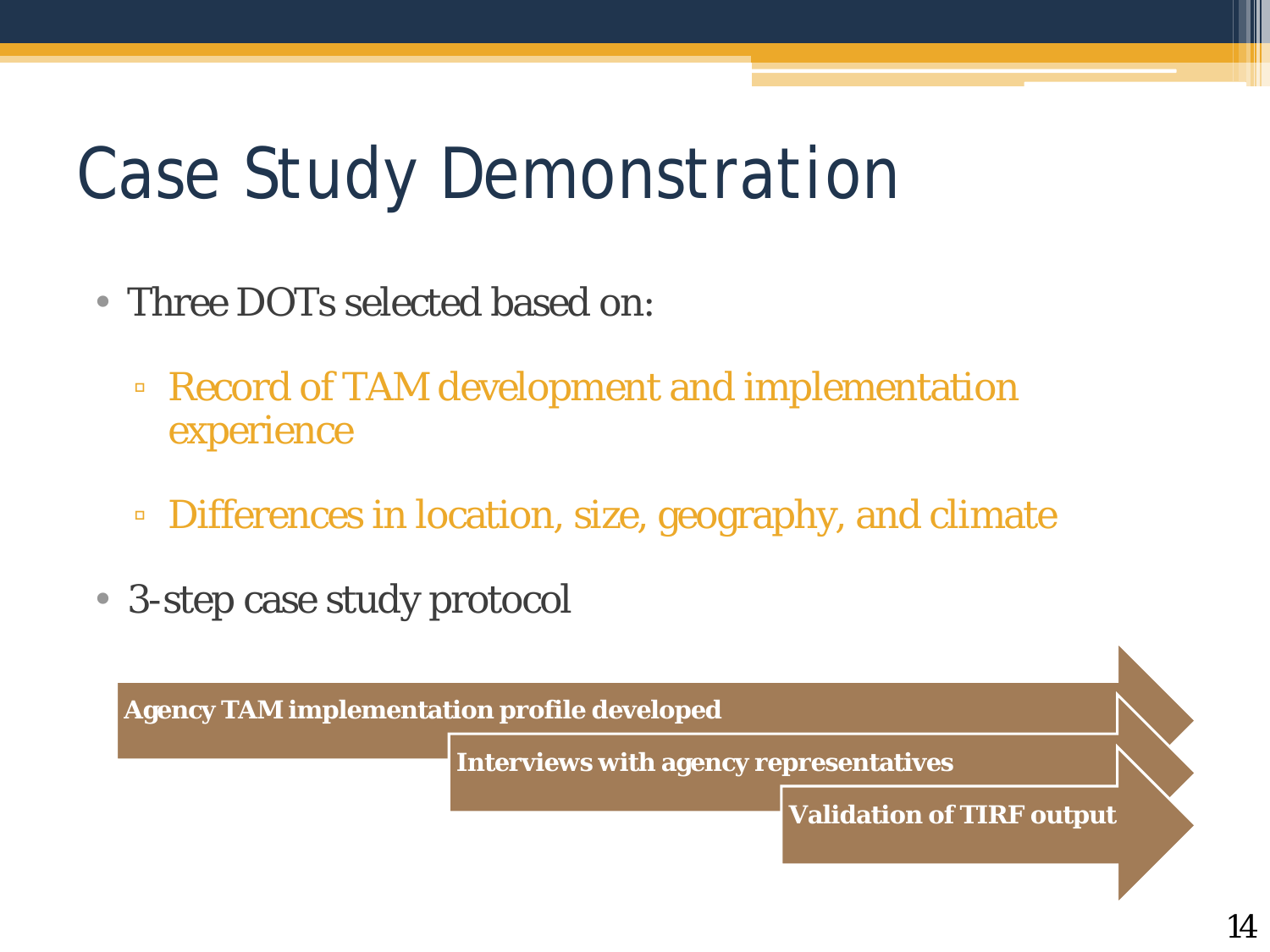# Case Study Demonstration

- Three DOTs selected based on:
  - Record of TAM development and implementation experience
  - Differences in location, size, geography, and climate
- 3-step case study protocol

**Agency TAM implementation profile developed**

**Interviews with agency representatives**

**Validation of TIRF output**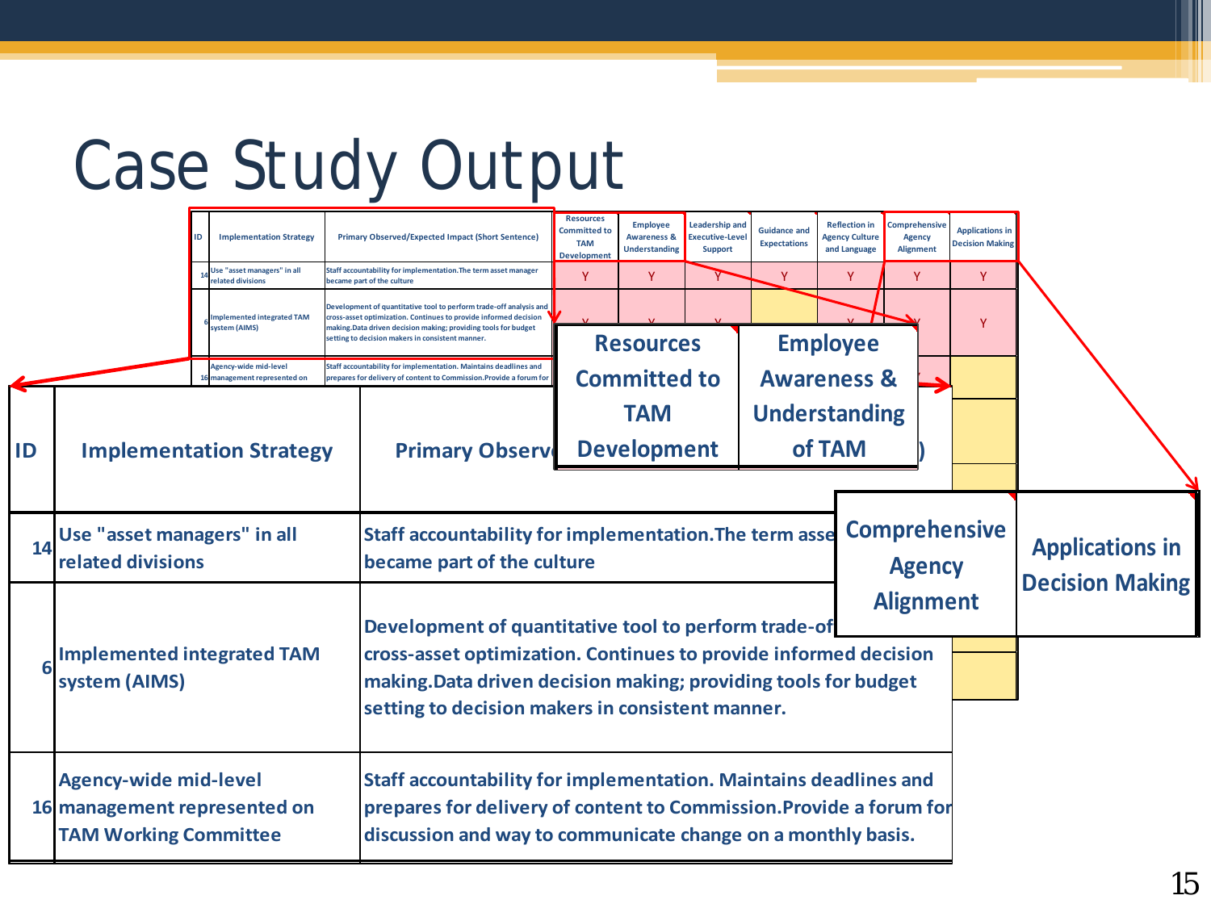# Case Study Output

| ID | Implementation Strategy | Primary Observed/Expected Impact (Short Sentence) | Resources Committed to TAM Development | Employee Awareness & Understanding of TAM | Leadership and Executive-Level Support | Guidance and Expectations | Reflection in Agency Culture and Language | Comprehensive Agency Alignment | Applications in Decision Making |
|---|---|---|---|---|---|---|---|---|---|
| 14 | Use "asset managers" in all related divisions | Staff accountability for implementation.The term asset manager became part of the culture | Y | Y | Y | Y | Y | Y | Y |
| 6 | Implemented integrated TAM system (AIMS) | Development of quantitative tool to perform trade-off analysis and cross-asset optimization. Continues to provide informed decision making.Data driven decision making; providing tools for budget setting to decision makers in consistent manner. | Y | Y | Y | | Y | Y | Y |
| 16 | Agency-wide mid-level management represented on TAM Working Committee | Staff accountability for implementation. Maintains deadlines and prepares for delivery of content to Commission.Provide a forum for discussion and way to communicate change on a monthly basis. | | | | | | | |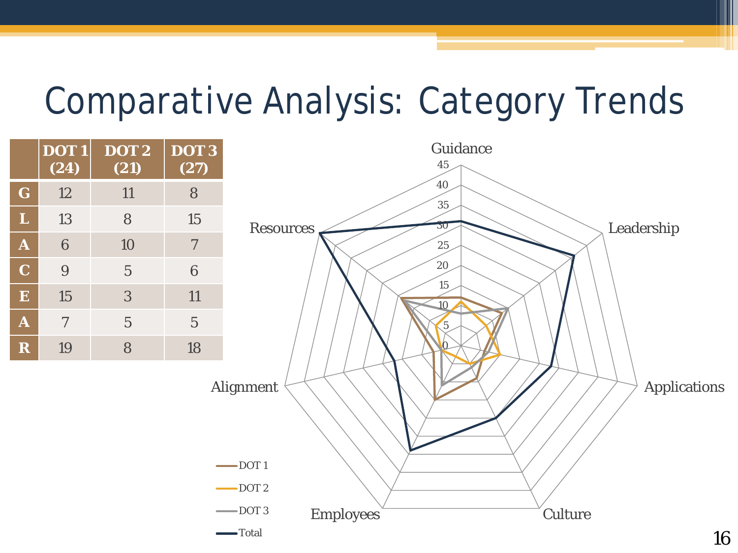# Comparative Analysis: Category Trends

| | DOT 1 (24) | DOT 2 (21) | DOT 3 (27) |
|---|---|---|---|
| **G** | 12 | 11 | 8 |
| **L** | 13 | 8 | 15 |
| **A** | 6 | 10 | 7 |
| **C** | 9 | 5 | 6 |
| **E** | 15 | 3 | 11 |
| **A** | 7 | 5 | 5 |
| **R** | 19 | 8 | 18 |

Guidance

Leadership

Applications

Culture

Employees

Alignment

Resources

0
5
10
15
20
25
30
35
40
45

DOT 1
DOT 2
DOT 3
Total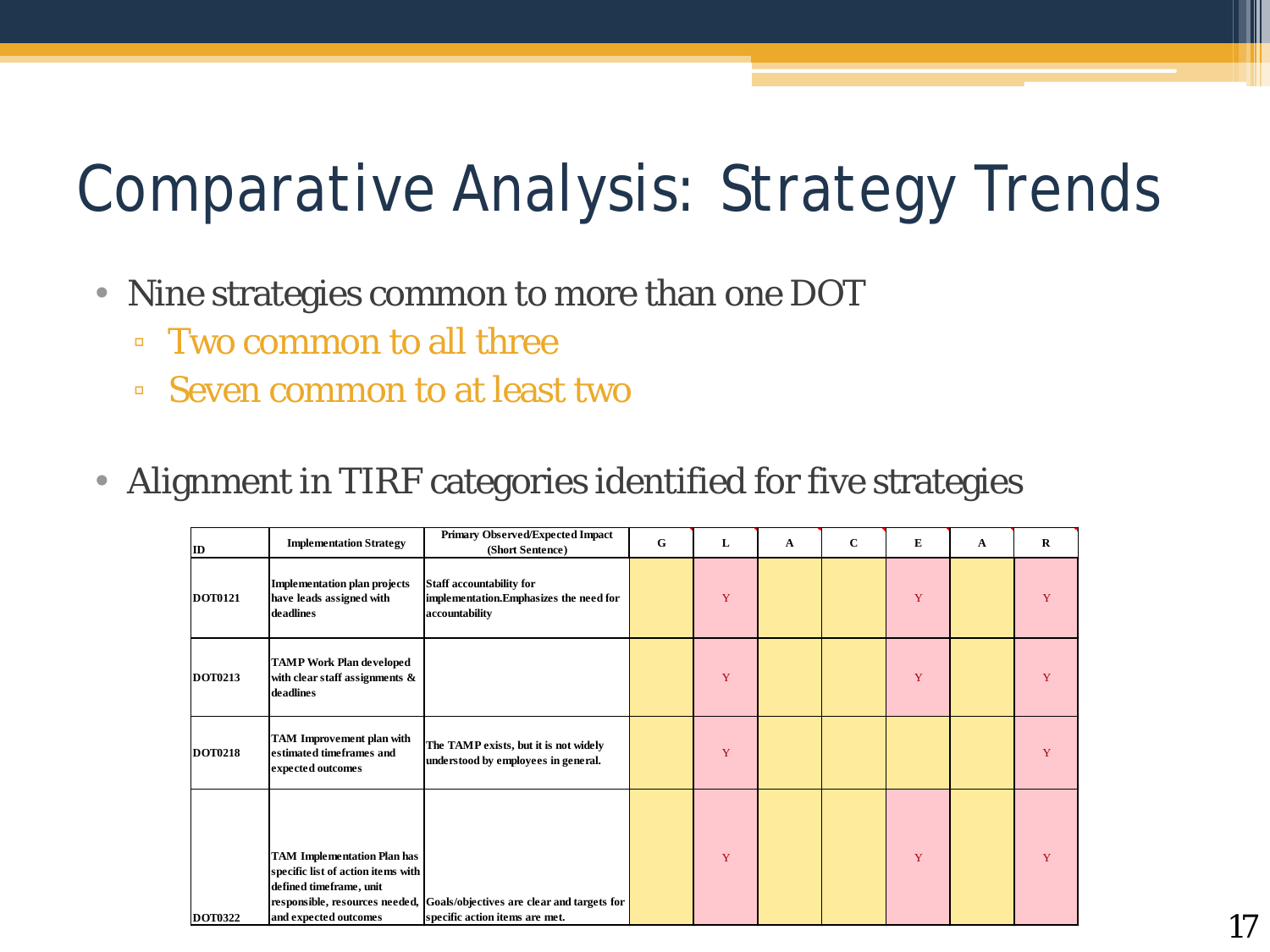# Comparative Analysis: Strategy Trends

- Nine strategies common to more than one DOT
  - Two common to all three
  - Seven common to at least two
- Alignment in TIRF categories identified for five strategies

| ID | Implementation Strategy | Primary Observed/Expected Impact (Short Sentence) | G | L | A | C | E | A | R |
|---|---|---|---|---|---|---|---|---|---|
| DOT0121 | Implementation plan projects have leads assigned with deadlines | Staff accountability for implementation.Emphasizes the need for accountability | | Y | | | Y | | Y |
| DOT0213 | TAMP Work Plan developed with clear staff assignments & deadlines | | | Y | | | Y | | Y |
| DOT0218 | TAM Improvement plan with estimated timeframes and expected outcomes | The TAMP exists, but it is not widely understood by employees in general. | | Y | | | | | Y |
| DOT0322 | TAM Implementation Plan has specific list of action items with defined timeframe, unit responsible, resources needed, and expected outcomes | Goals/objectives are clear and targets for specific action items are met. | | Y | | | Y | | Y |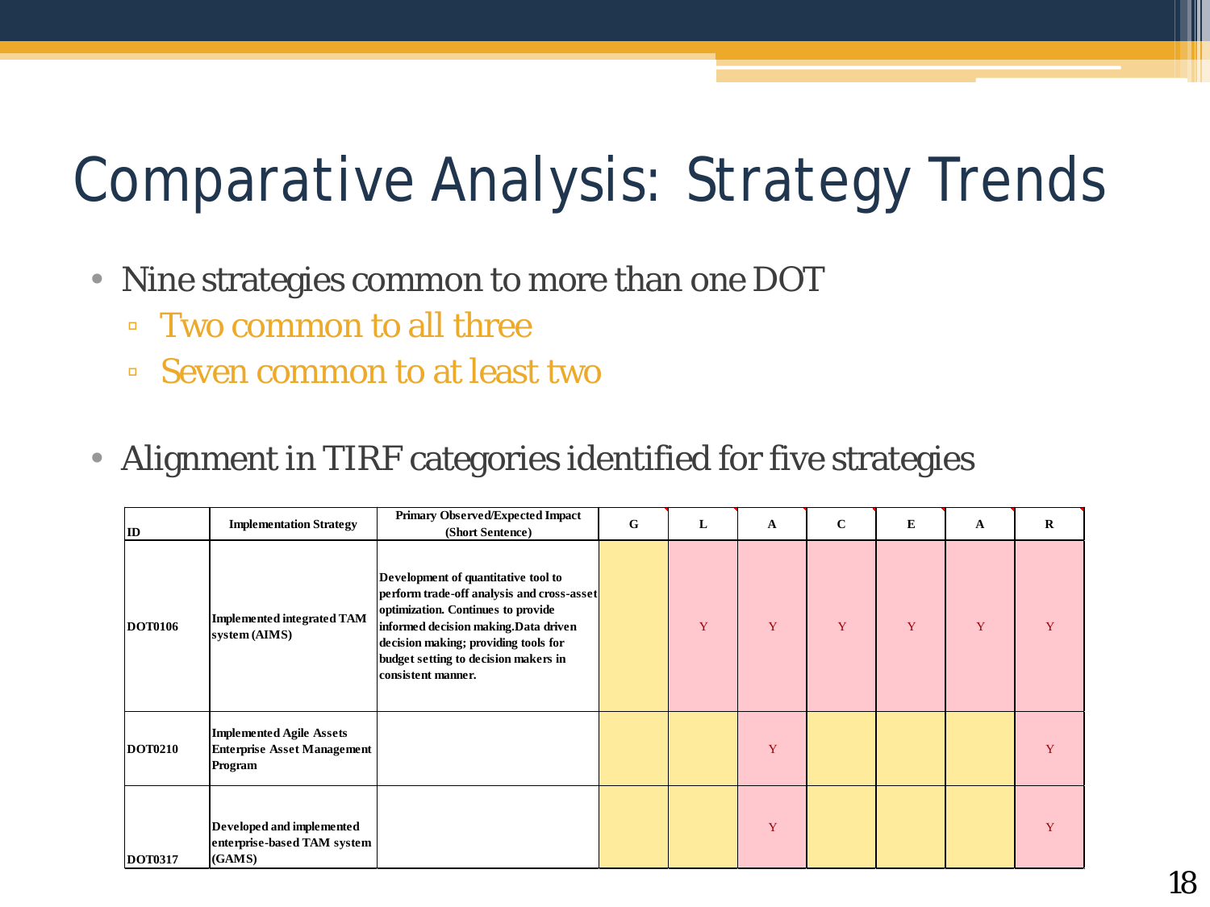# Comparative Analysis: Strategy Trends

- Nine strategies common to more than one DOT
  - Two common to all three
  - Seven common to at least two
- Alignment in TIRF categories identified for five strategies

| ID | Implementation Strategy | Primary Observed/Expected Impact (Short Sentence) | G | L | A | C | E | A | R |
|---|---|---|---|---|---|---|---|---|---|
| DOT0106 | Implemented integrated TAM system (AIMS) | Development of quantitative tool to perform trade-off analysis and cross-asset optimization. Continues to provide informed decision making.Data driven decision making; providing tools for budget setting to decision makers in consistent manner. | | Y | Y | Y | Y | Y | Y |
| DOT0210 | Implemented Agile Assets Enterprise Asset Management Program | | | | Y | | | | Y |
| DOT0317 | Developed and implemented enterprise-based TAM system (GAMS) | | | | Y | | | | Y |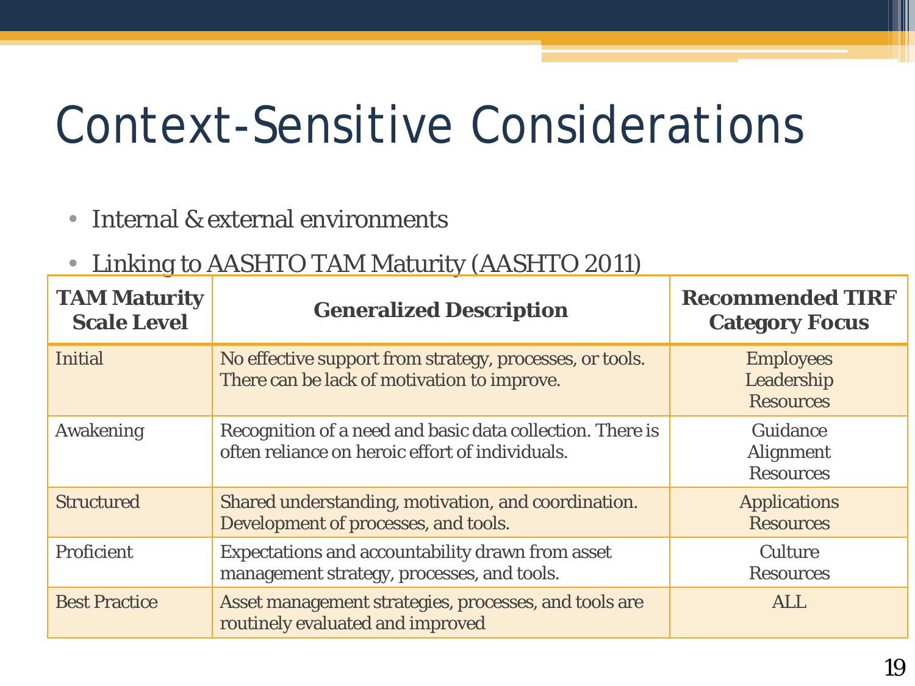# Context-Sensitive Considerations

- Internal & external environments
- Linking to AASHTO TAM Maturity (AASHTO 2011)

| TAM Maturity Scale Level | Generalized Description | Recommended TIRF Category Focus |
|---|---|---|
| Initial | No effective support from strategy, processes, or tools. There can be lack of motivation to improve. | Employees<br>Leadership<br>Resources |
| Awakening | Recognition of a need and basic data collection. There is often reliance on heroic effort of individuals. | Guidance<br>Alignment<br>Resources |
| Structured | Shared understanding, motivation, and coordination. Development of processes, and tools. | Applications<br>Resources |
| Proficient | Expectations and accountability drawn from asset management strategy, processes, and tools. | Culture<br>Resources |
| Best Practice | Asset management strategies, processes, and tools are routinely evaluated and improved | ALL |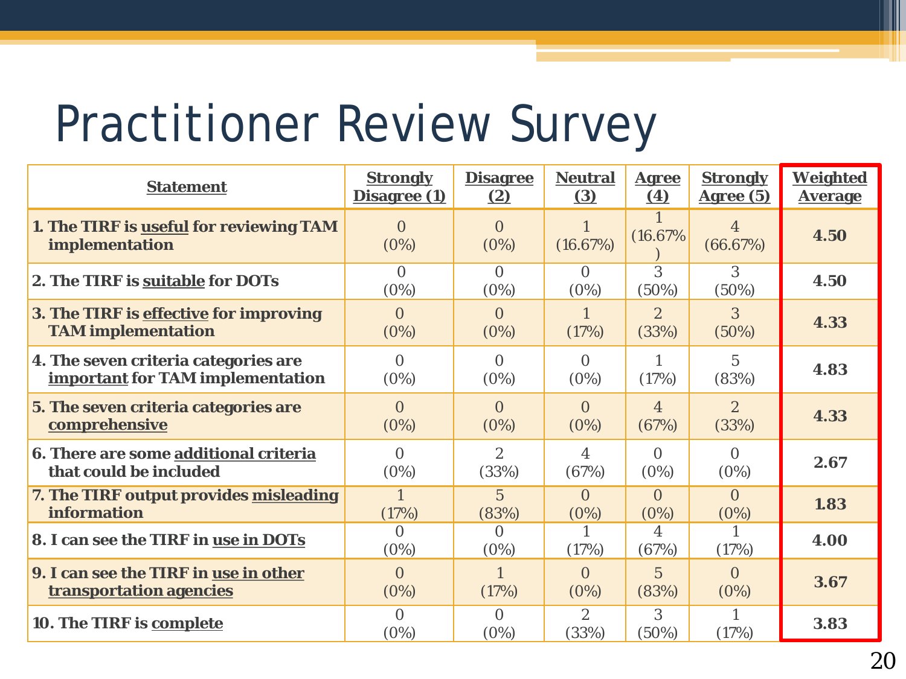# Practitioner Review Survey

| Statement | Strongly Disagree (1) | Disagree (2) | Neutral (3) | Agree (4) | Strongly Agree (5) | Weighted Average |
|---|---|---|---|---|---|---|
| **1. The TIRF is useful for reviewing TAM implementation** | 0 (0%) | 0 (0%) | 1 (16.67%) | 1 (16.67%) | 4 (66.67%) | **4.50** |
| **2. The TIRF is suitable for DOTs** | 0 (0%) | 0 (0%) | 0 (0%) | 3 (50%) | 3 (50%) | **4.50** |
| **3. The TIRF is effective for improving TAM implementation** | 0 (0%) | 0 (0%) | 1 (17%) | 2 (33%) | 3 (50%) | **4.33** |
| **4. The seven criteria categories are important for TAM implementation** | 0 (0%) | 0 (0%) | 0 (0%) | 1 (17%) | 5 (83%) | **4.83** |
| **5. The seven criteria categories are comprehensive** | 0 (0%) | 0 (0%) | 0 (0%) | 4 (67%) | 2 (33%) | **4.33** |
| **6. There are some additional criteria that could be included** | 0 (0%) | 2 (33%) | 4 (67%) | 0 (0%) | 0 (0%) | **2.67** |
| **7. The TIRF output provides misleading information** | 1 (17%) | 5 (83%) | 0 (0%) | 0 (0%) | 0 (0%) | **1.83** |
| **8. I can see the TIRF in use in DOTs** | 0 (0%) | 0 (0%) | 1 (17%) | 4 (67%) | 1 (17%) | **4.00** |
| **9. I can see the TIRF in use in other transportation agencies** | 0 (0%) | 1 (17%) | 0 (0%) | 5 (83%) | 0 (0%) | **3.67** |
| **10. The TIRF is complete** | 0 (0%) | 0 (0%) | 2 (33%) | 3 (50%) | 1 (17%) | **3.83** |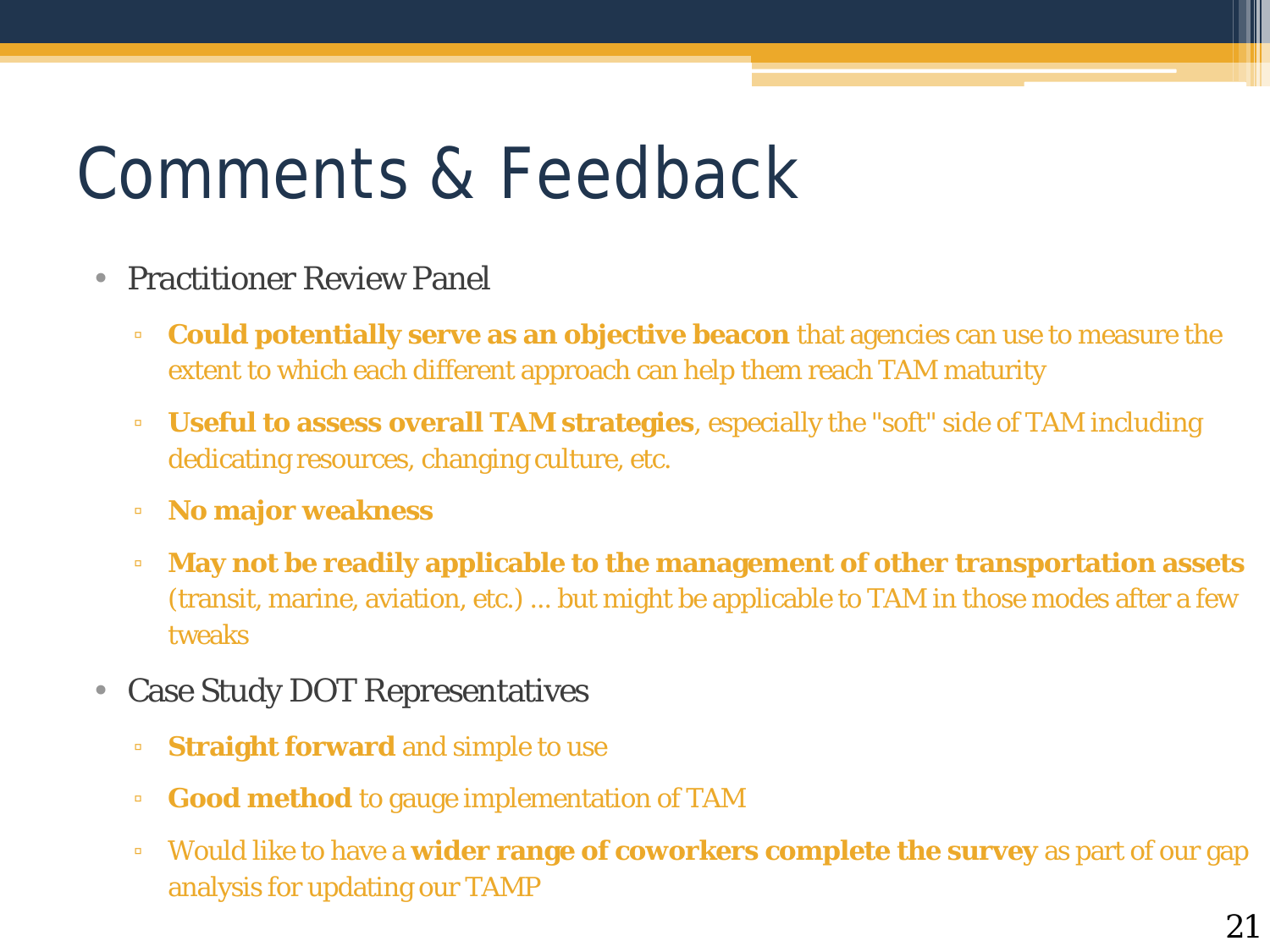# Comments & Feedback

- Practitioner Review Panel
  - **Could potentially serve as an objective beacon** that agencies can use to measure the extent to which each different approach can help them reach TAM maturity
  - **Useful to assess overall TAM strategies**, especially the "soft" side of TAM including dedicating resources, changing culture, etc.
  - **No major weakness**
  - **May not be readily applicable to the management of other transportation assets** (transit, marine, aviation, etc.) ... but might be applicable to TAM in those modes after a few tweaks
- Case Study DOT Representatives
  - **Straight forward** and simple to use
  - **Good method** to gauge implementation of TAM
  - Would like to have a **wider range of coworkers complete the survey** as part of our gap analysis for updating our TAMP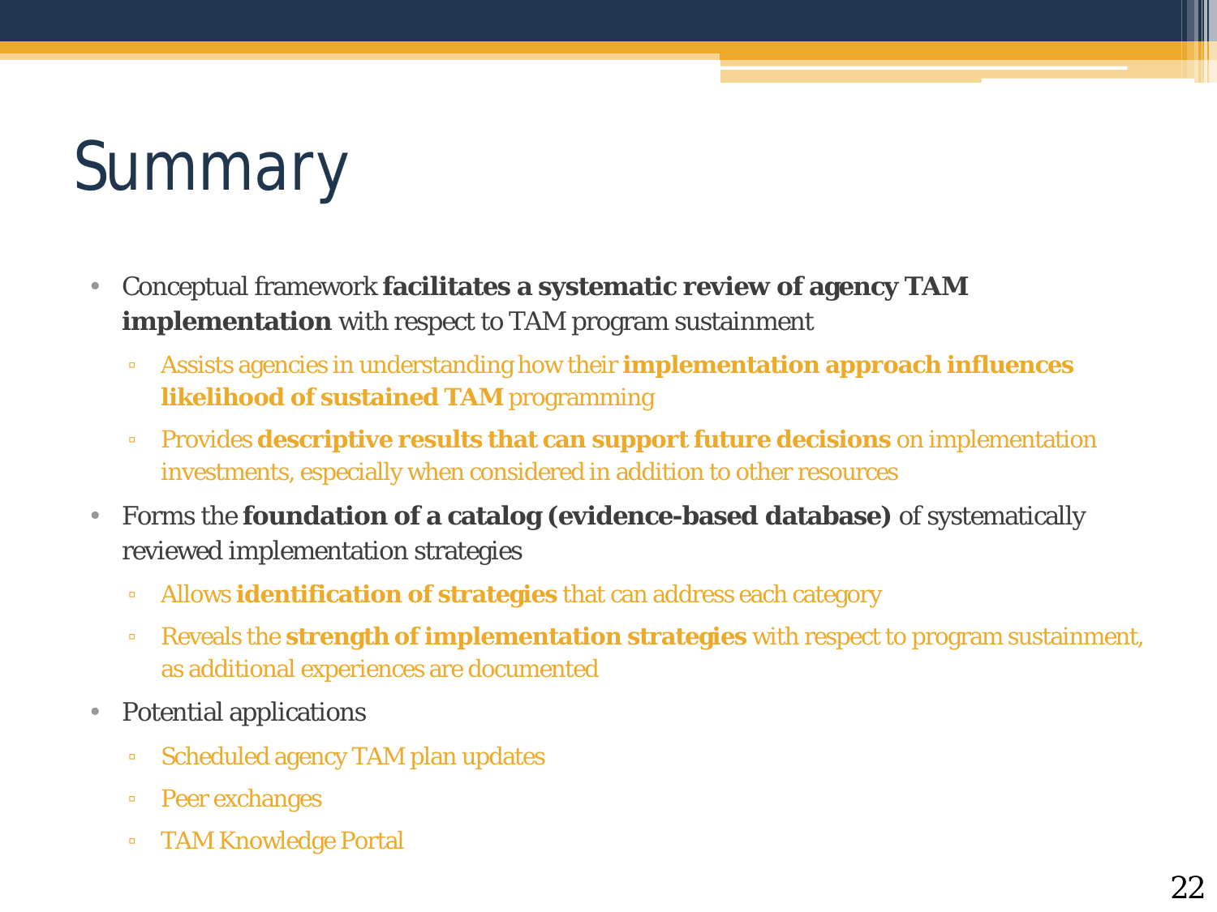# Summary

- Conceptual framework **facilitates a systematic review of agency TAM implementation** with respect to TAM program sustainment
  - Assists agencies in understanding how their **implementation approach influences likelihood of sustained TAM** programming
  - Provides **descriptive results that can support future decisions** on implementation investments, especially when considered in addition to other resources
- Forms the **foundation of a catalog (evidence-based database)** of systematically reviewed implementation strategies
  - Allows **identification of strategies** that can address each category
  - Reveals the **strength of implementation strategies** with respect to program sustainment, as additional experiences are documented
- Potential applications
  - Scheduled agency TAM plan updates
  - Peer exchanges
  - TAM Knowledge Portal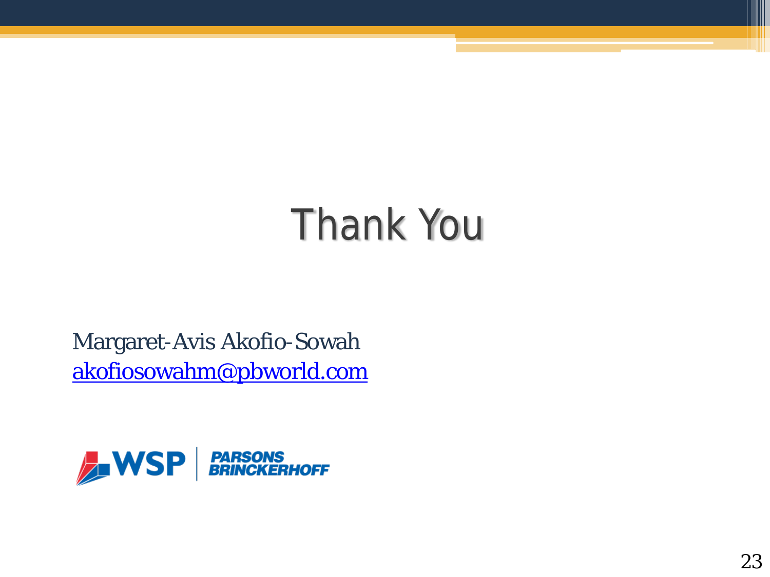# Thank You

Margaret-Avis Akofio-Sowah
akofiosowahm@pbworld.com

WSP | PARSONS BRINCKERHOFF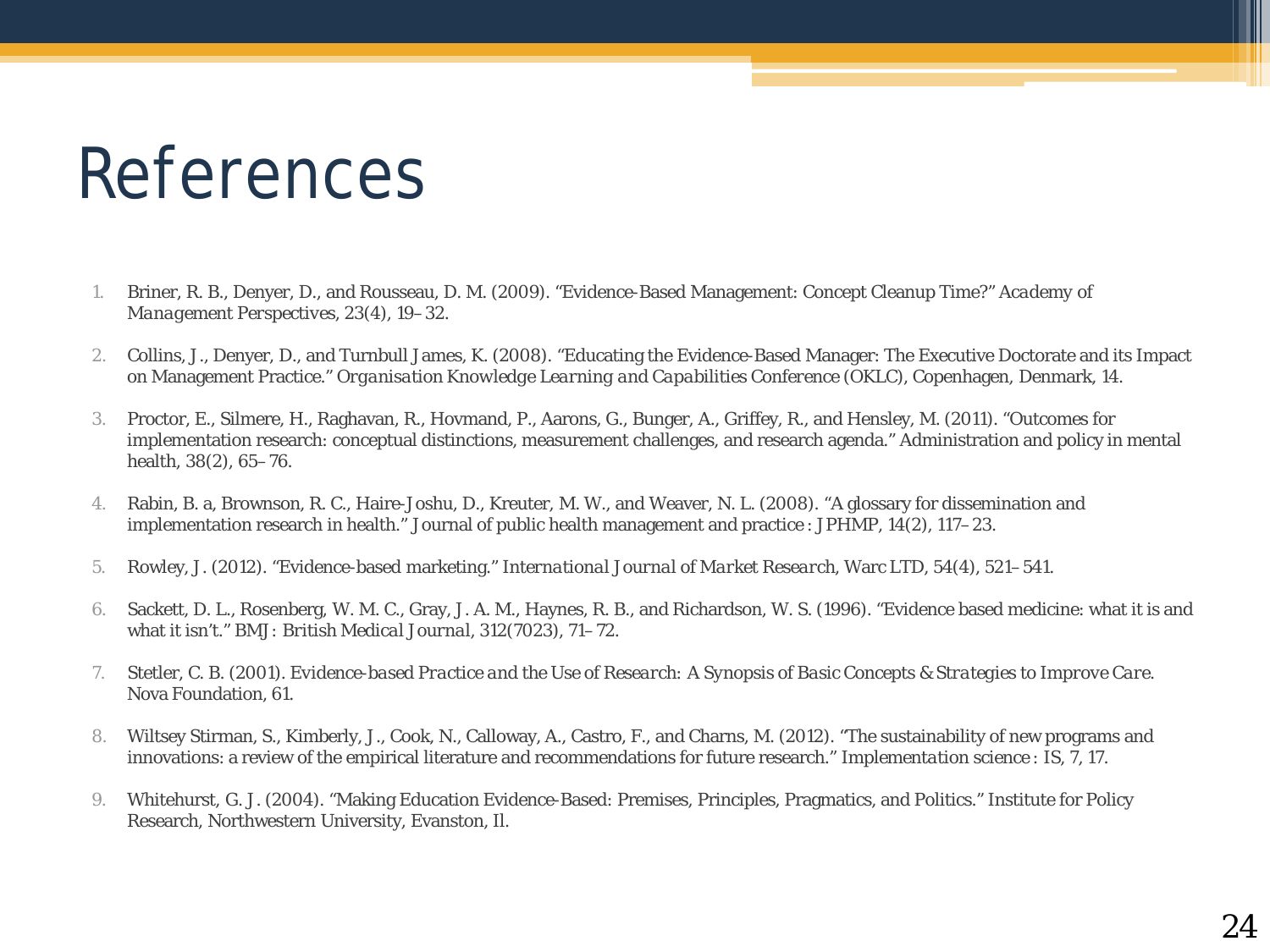# References

1. Briner, R. B., Denyer, D., and Rousseau, D. M. (2009). "Evidence-Based Management: Concept Cleanup Time?" *Academy of Management Perspectives*, 23(4), 19–32.

2. Collins, J., Denyer, D., and Turnbull James, K. (2008). "Educating the Evidence-Based Manager: The Executive Doctorate and its Impact on Management Practice." *Organisation Knowledge Learning and Capabilities Conference (OKLC)*, Copenhagen, Denmark, 14.

3. Proctor, E., Silmere, H., Raghavan, R., Hovmand, P., Aarons, G., Bunger, A., Griffey, R., and Hensley, M. (2011). "Outcomes for implementation research: conceptual distinctions, measurement challenges, and research agenda." Administration and policy in mental health, 38(2), 65–76.

4. Rabin, B. a, Brownson, R. C., Haire-Joshu, D., Kreuter, M. W., and Weaver, N. L. (2008). "A glossary for dissemination and implementation research in health." Journal of public health management and practice : JPHMP, 14(2), 117–23.

5. Rowley, J. (2012). "Evidence-based marketing." *International Journal of Market Research*, Warc LTD, 54(4), 521–541.

6. Sackett, D. L., Rosenberg, W. M. C., Gray, J. A. M., Haynes, R. B., and Richardson, W. S. (1996). "Evidence based medicine: what it is and what it isn't." *BMJ: British Medical Journal*, 312(7023), 71–72.

7. Stetler, C. B. (2001). *Evidence-based Practice and the Use of Research: A Synopsis of Basic Concepts & Strategies to Improve Care*. Nova Foundation, 61.

8. Wiltsey Stirman, S., Kimberly, J., Cook, N., Calloway, A., Castro, F., and Charns, M. (2012). "The sustainability of new programs and innovations: a review of the empirical literature and recommendations for future research." *Implementation science : IS*, 7, 17.

9. Whitehurst, G. J. (2004). "Making Education Evidence-Based: Premises, Principles, Pragmatics, and Politics." Institute for Policy Research, Northwestern University, Evanston, Il.